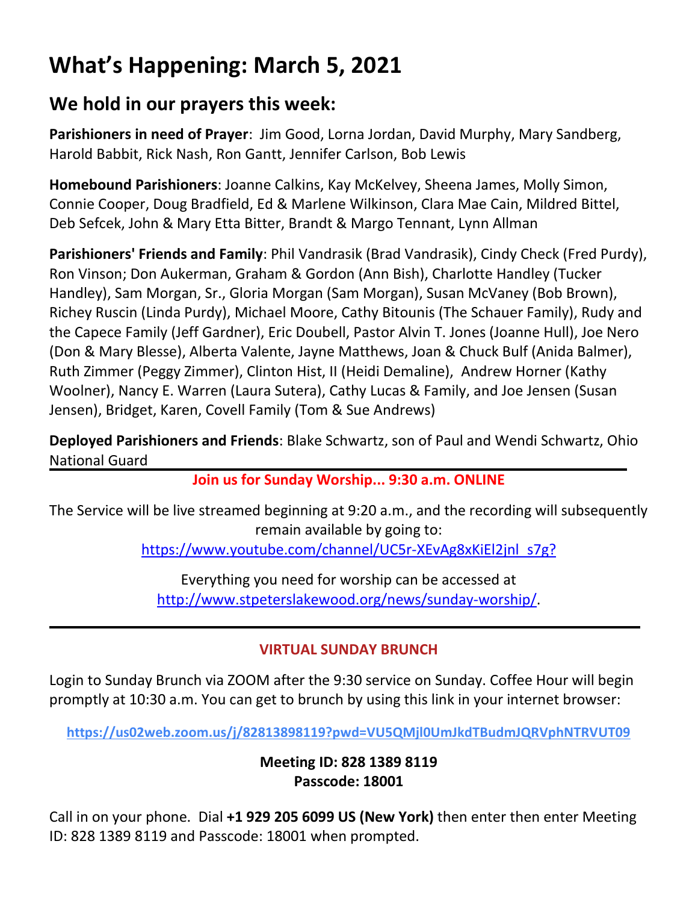# What's Happening: March 5, 2021

## We hold in our prayers this week:

**Parishioners in need of Prayer**: Jim Good, Lorna Jordan, David Murphy, Mary Sandberg, Harold Babbit, Rick Nash, Ron Gantt, Jennifer Carlson, Bob Lewis

**Homebound Parishioners**: Joanne Calkins, Kay McKelvey, Sheena James, Molly Simon, Connie Cooper, Doug Bradfield, Ed & Marlene Wilkinson, Clara Mae Cain, Mildred Bittel, Deb Sefcek, John & Mary Etta Bitter, Brandt & Margo Tennant, Lynn Allman

**Parishioners' Friends and Family**: Phil Vandrasik (Brad Vandrasik), Cindy Check (Fred Purdy), Ron Vinson; Don Aukerman, Graham & Gordon (Ann Bish), Charlotte Handley (Tucker Handley), Sam Morgan, Sr., Gloria Morgan (Sam Morgan), Susan McVaney (Bob Brown), Richey Ruscin (Linda Purdy), Michael Moore, Cathy Bitounis (The Schauer Family), Rudy and the Capece Family (Jeff Gardner), Eric Doubell, Pastor Alvin T. Jones (Joanne Hull), Joe Nero (Don & Mary Blesse), Alberta Valente, Jayne Matthews, Joan & Chuck Bulf (Anida Balmer), Ruth Zimmer (Peggy Zimmer), Clinton Hist, II (Heidi Demaline), Andrew Horner (Kathy Woolner), Nancy E. Warren (Laura Sutera), Cathy Lucas & Family, and Joe Jensen (Susan Jensen), Bridget, Karen, Covell Family (Tom & Sue Andrews)

**Deployed Parishioners and Friends**: Blake Schwartz, son of Paul and Wendi Schwartz, Ohio National Guard

---

**Join us for Sunday Worship... 9:30 a.m. ONLINE**

The Service will be live streamed beginning at 9:20 a.m., and the recording will subsequently remain available by going to:
https://www.youtube.com/channel/UC5r-XEvAg8xKiEl2jnl_s7g?

Everything you need for worship can be accessed at
http://www.stpeterslakewood.org/news/sunday-worship/.

---

**VIRTUAL SUNDAY BRUNCH**

Login to Sunday Brunch via ZOOM after the 9:30 service on Sunday. Coffee Hour will begin promptly at 10:30 a.m. You can get to brunch by using this link in your internet browser:

**https://us02web.zoom.us/j/82813898119?pwd=VU5QMjl0UmJkdTBudmJQRVphNTRVUT09**

**Meeting ID: 828 1389 8119**
**Passcode: 18001**

Call in on your phone. Dial **+1 929 205 6099 US (New York)** then enter then enter Meeting ID: 828 1389 8119 and Passcode: 18001 when prompted.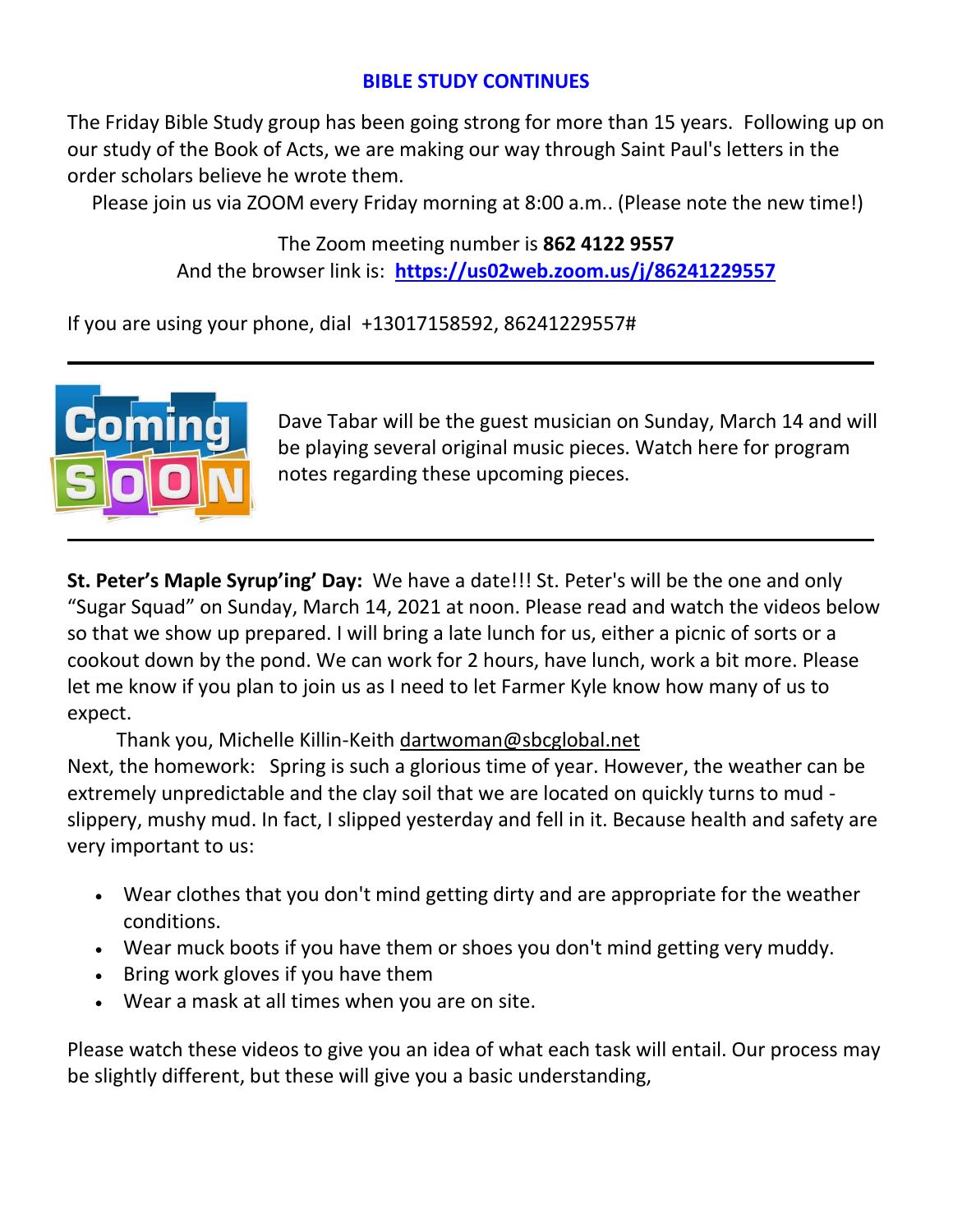## BIBLE STUDY CONTINUES

The Friday Bible Study group has been going strong for more than 15 years. Following up on our study of the Book of Acts, we are making our way through Saint Paul's letters in the order scholars believe he wrote them.

Please join us via ZOOM every Friday morning at 8:00 a.m.. (Please note the new time!)

The Zoom meeting number is **862 4122 9557**
And the browser link is: **https://us02web.zoom.us/j/86241229557**

If you are using your phone, dial +13017158592, 86241229557#

---

Dave Tabar will be the guest musician on Sunday, March 14 and will be playing several original music pieces. Watch here for program notes regarding these upcoming pieces.

---

**St. Peter's Maple Syrup'ing' Day:** We have a date!!! St. Peter's will be the one and only "Sugar Squad" on Sunday, March 14, 2021 at noon. Please read and watch the videos below so that we show up prepared. I will bring a late lunch for us, either a picnic of sorts or a cookout down by the pond. We can work for 2 hours, have lunch, work a bit more. Please let me know if you plan to join us as I need to let Farmer Kyle know how many of us to expect.

Thank you, Michelle Killin-Keith dartwoman@sbcglobal.net

Next, the homework: Spring is such a glorious time of year. However, the weather can be extremely unpredictable and the clay soil that we are located on quickly turns to mud - slippery, mushy mud. In fact, I slipped yesterday and fell in it. Because health and safety are very important to us:

- Wear clothes that you don't mind getting dirty and are appropriate for the weather conditions.
- Wear muck boots if you have them or shoes you don't mind getting very muddy.
- Bring work gloves if you have them
- Wear a mask at all times when you are on site.

Please watch these videos to give you an idea of what each task will entail. Our process may be slightly different, but these will give you a basic understanding,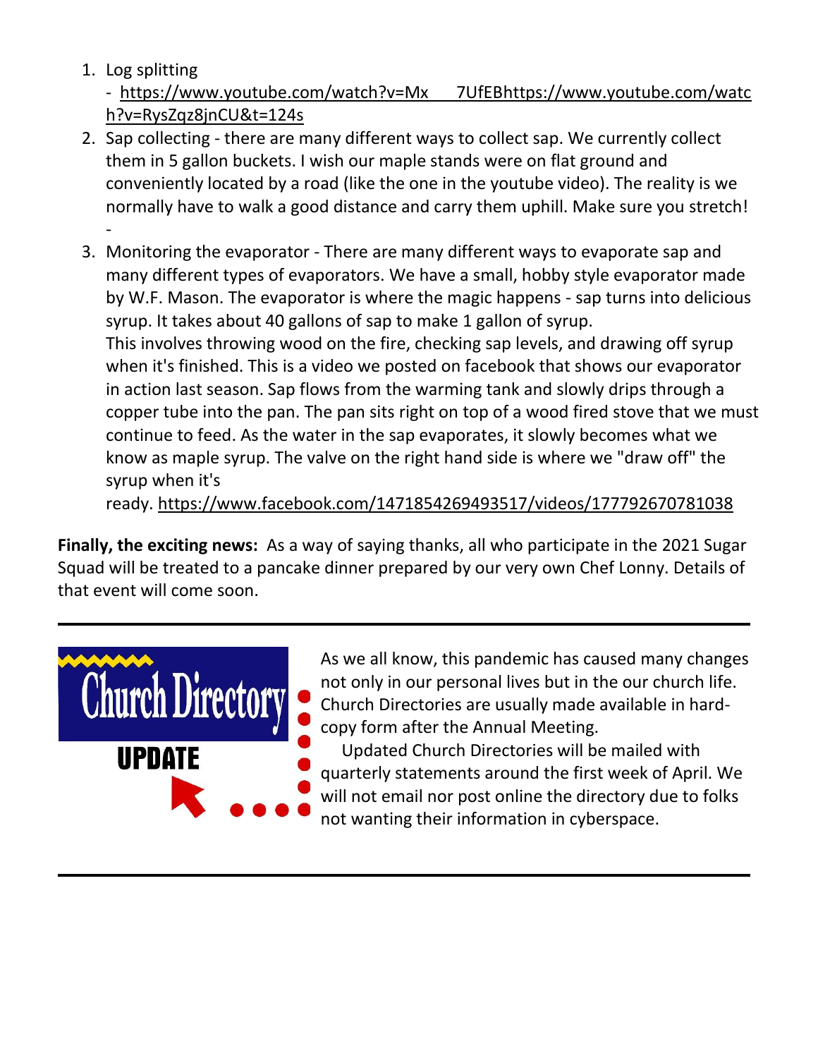1. Log splitting
   - https://www.youtube.com/watch?v=Mx 7UfEBhttps://www.youtube.com/watch?v=RysZqz8jnCU&t=124s
2. Sap collecting - there are many different ways to collect sap. We currently collect them in 5 gallon buckets. I wish our maple stands were on flat ground and conveniently located by a road (like the one in the youtube video). The reality is we normally have to walk a good distance and carry them uphill. Make sure you stretch!
   -
3. Monitoring the evaporator - There are many different ways to evaporate sap and many different types of evaporators. We have a small, hobby style evaporator made by W.F. Mason. The evaporator is where the magic happens - sap turns into delicious syrup. It takes about 40 gallons of sap to make 1 gallon of syrup.
   This involves throwing wood on the fire, checking sap levels, and drawing off syrup when it's finished. This is a video we posted on facebook that shows our evaporator in action last season. Sap flows from the warming tank and slowly drips through a copper tube into the pan. The pan sits right on top of a wood fired stove that we must continue to feed. As the water in the sap evaporates, it slowly becomes what we know as maple syrup. The valve on the right hand side is where we "draw off" the syrup when it's ready. https://www.facebook.com/1471854269493517/videos/177792670781038

**Finally, the exciting news:** As a way of saying thanks, all who participate in the 2021 Sugar Squad will be treated to a pancake dinner prepared by our very own Chef Lonny. Details of that event will come soon.

---

## Church Directory UPDATE

As we all know, this pandemic has caused many changes not only in our personal lives but in the our church life. Church Directories are usually made available in hard-copy form after the Annual Meeting.

Updated Church Directories will be mailed with quarterly statements around the first week of April. We will not email nor post online the directory due to folks not wanting their information in cyberspace.

---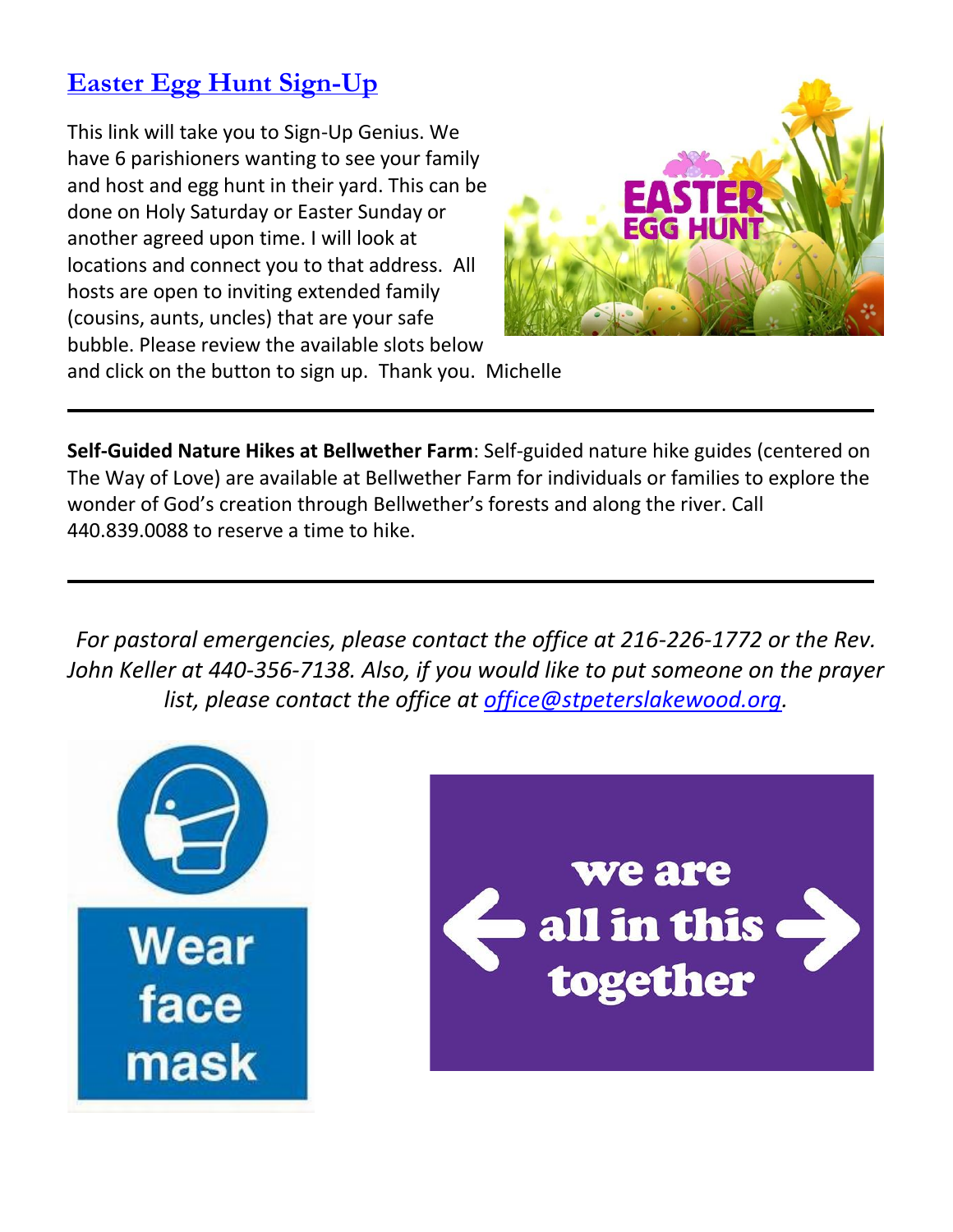## [Easter Egg Hunt Sign-Up]

This link will take you to Sign-Up Genius. We have 6 parishioners wanting to see your family and host and egg hunt in their yard. This can be done on Holy Saturday or Easter Sunday or another agreed upon time. I will look at locations and connect you to that address. All hosts are open to inviting extended family (cousins, aunts, uncles) that are your safe bubble. Please review the available slots below and click on the button to sign up. Thank you. Michelle

---

**Self-Guided Nature Hikes at Bellwether Farm**: Self-guided nature hike guides (centered on The Way of Love) are available at Bellwether Farm for individuals or families to explore the wonder of God's creation through Bellwether's forests and along the river. Call 440.839.0088 to reserve a time to hike.

---

*For pastoral emergencies, please contact the office at 216-226-1772 or the Rev. John Keller at 440-356-7138. Also, if you would like to put someone on the prayer list, please contact the office at [office@stpeterslakewood.org](mailto:office@stpeterslakewood.org).*